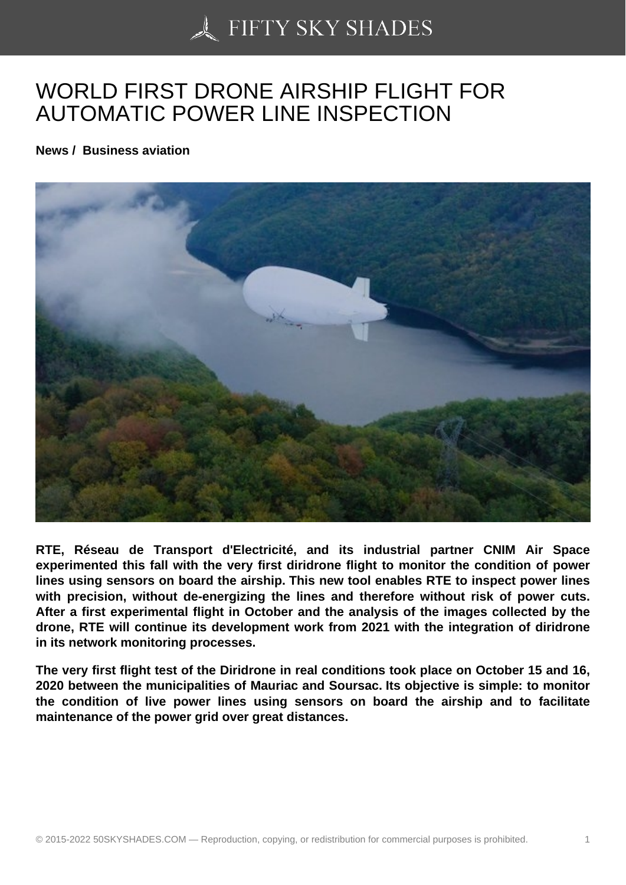# WORLD FIRST DRONE AIRSHIP FLIGHT FOR AUTOMATIC POWER LINE INSPECTION

**News / Business aviation**

**RTE, Réseau de Transport d'Electricité, and its industrial partner CNIM Air Space experimented this fall with the very first diridrone flight to monitor the condition of power lines using sensors on board the airship. This new tool enables RTE to inspect power lines with precision, without de-energizing the lines and therefore without risk of power cuts. After a first experimental flight in October and the analysis of the images collected by the drone, RTE will continue its development work from 2021 with the integration of diridrone in its network monitoring processes.**

**The very first flight test of the Diridrone in real conditions took place on October 15 and 16, 2020 between the municipalities of Mauriac and Soursac. Its objective is simple: to monitor the condition of live power lines using sensors on board the airship and to facilitate maintenance of the power grid over great distances.**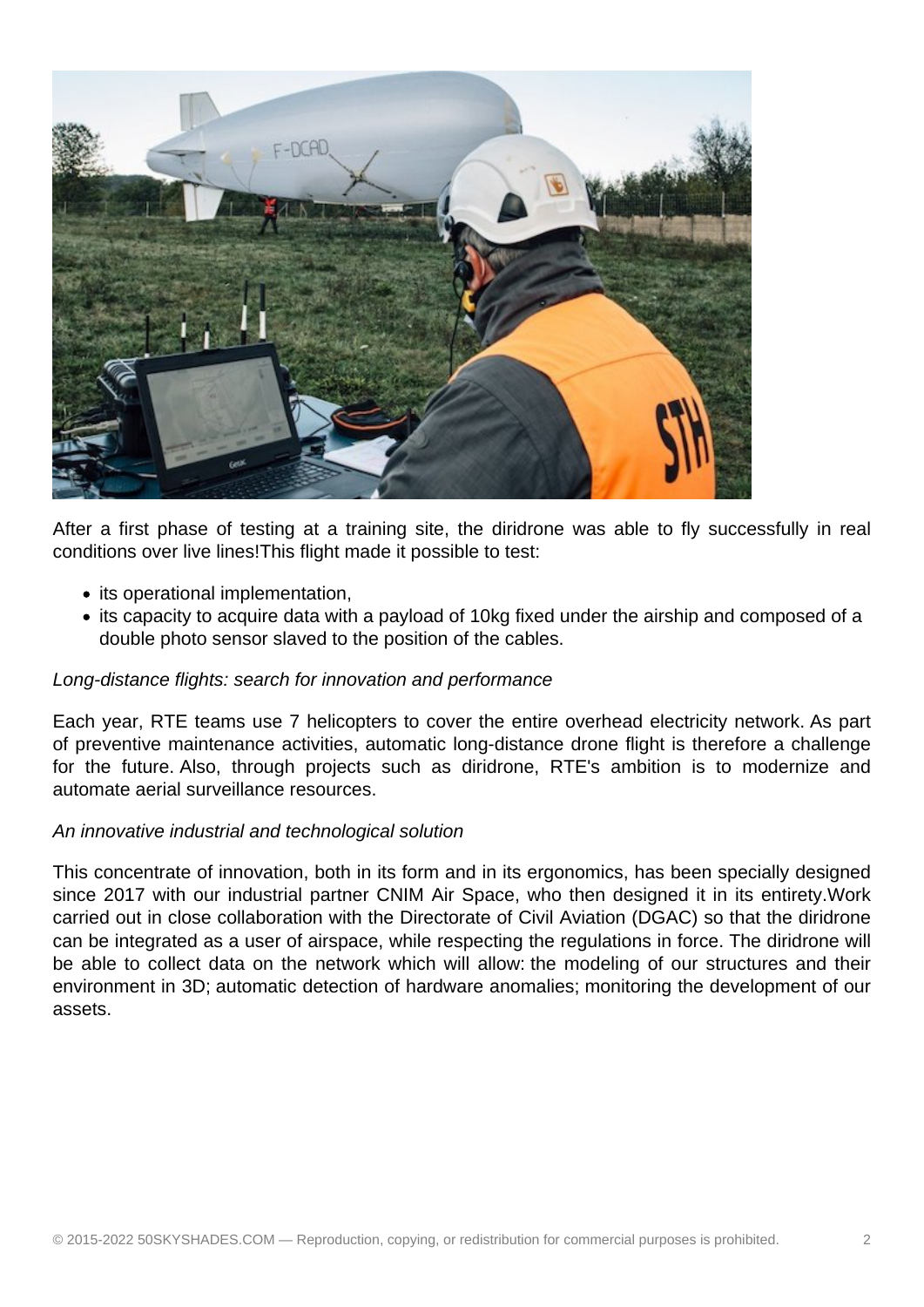After a first phase of testing at a training site, the diridrone was able to fly successfully in real conditions over live lines!This flight made it possible to test:

- its operational implementation,
- its capacity to acquire data with a payload of 10kg fixed under the airship and composed of a double photo sensor slaved to the position of the cables.

*Long-distance flights: search for innovation and performance*

Each year, RTE teams use 7 helicopters to cover the entire overhead electricity network. As part of preventive maintenance activities, automatic long-distance drone flight is therefore a challenge for the future. Also, through projects such as diridrone, RTE's ambition is to modernize and automate aerial surveillance resources.

*An innovative industrial and technological solution*

This concentrate of innovation, both in its form and in its ergonomics, has been specially designed since 2017 with our industrial partner CNIM Air Space, who then designed it in its entirety.Work carried out in close collaboration with the Directorate of Civil Aviation (DGAC) so that the diridrone can be integrated as a user of airspace, while respecting the regulations in force. The diridrone will be able to collect data on the network which will allow: the modeling of our structures and their environment in 3D; automatic detection of hardware anomalies; monitoring the development of our assets.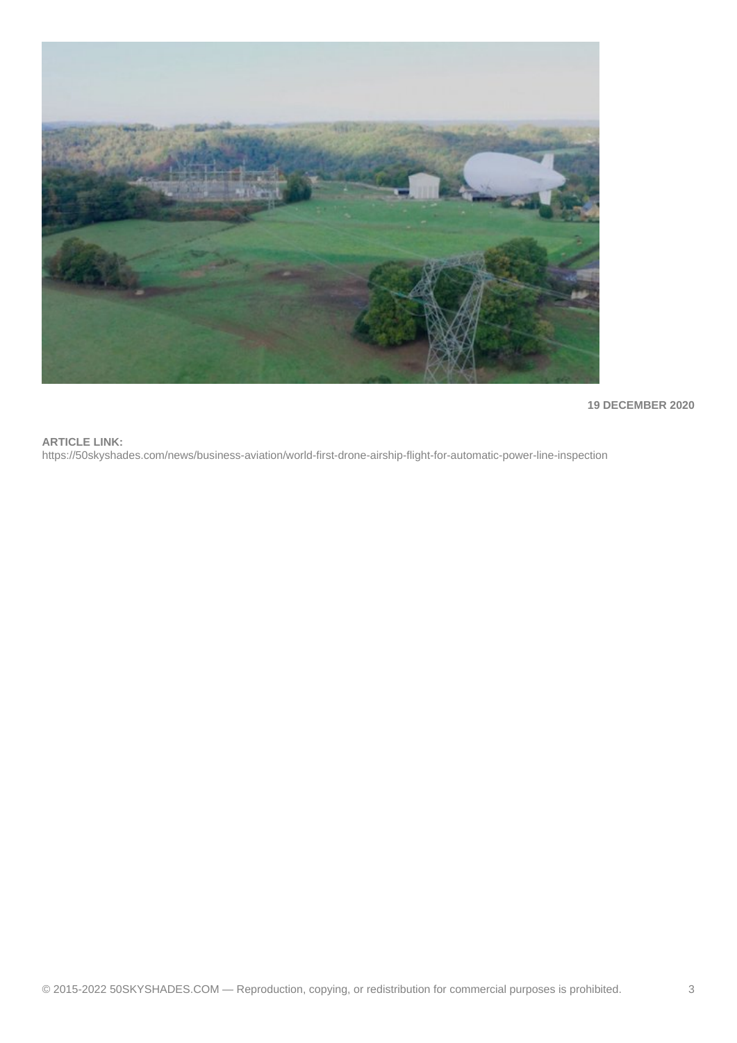**19 DECEMBER 2020**

**ARTICLE LINK:**
https://50skyshades.com/news/business-aviation/world-first-drone-airship-flight-for-automatic-power-line-inspection